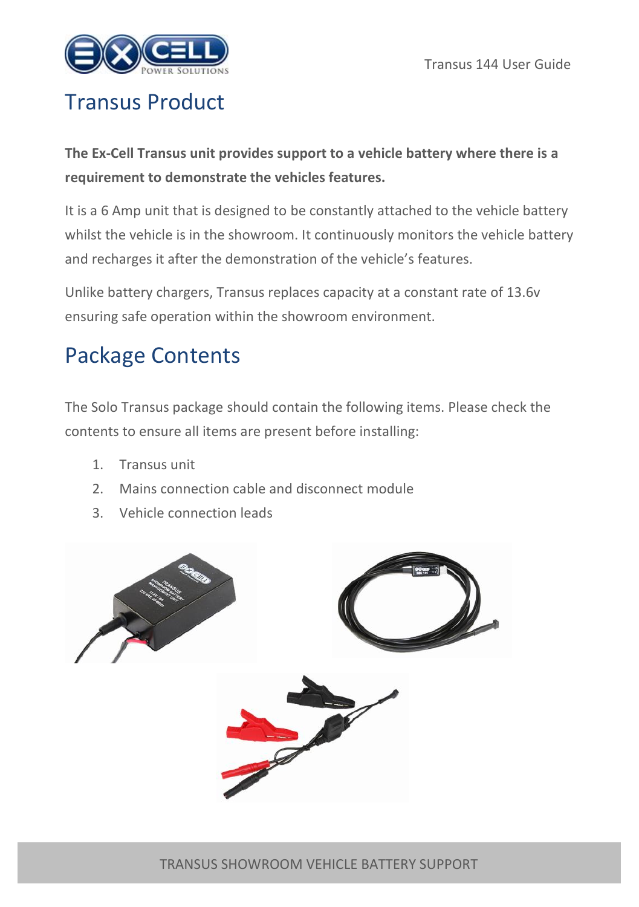# Transus Product

**The Ex-Cell Transus unit provides support to a vehicle battery where there is a requirement to demonstrate the vehicles features.**

It is a 6 Amp unit that is designed to be constantly attached to the vehicle battery whilst the vehicle is in the showroom. It continuously monitors the vehicle battery and recharges it after the demonstration of the vehicle's features.

Unlike battery chargers, Transus replaces capacity at a constant rate of 13.6v ensuring safe operation within the showroom environment.

# Package Contents

The Solo Transus package should contain the following items. Please check the contents to ensure all items are present before installing:

1. Transus unit
2. Mains connection cable and disconnect module
3. Vehicle connection leads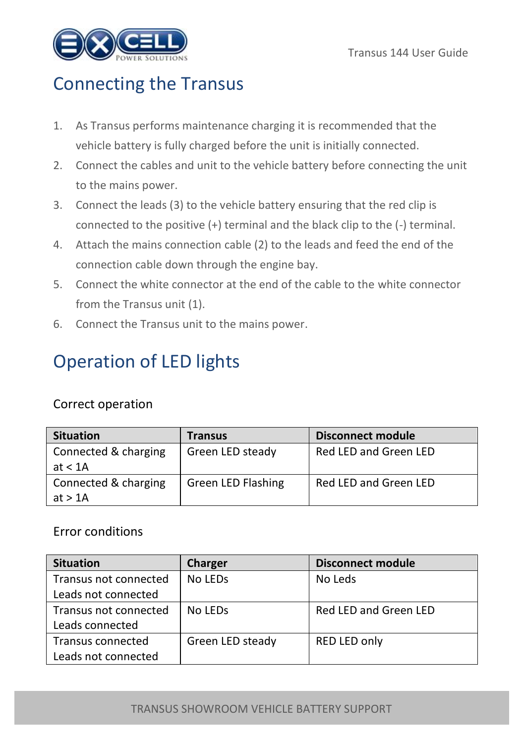# Connecting the Transus

1. As Transus performs maintenance charging it is recommended that the vehicle battery is fully charged before the unit is initially connected.
2. Connect the cables and unit to the vehicle battery before connecting the unit to the mains power.
3. Connect the leads (3) to the vehicle battery ensuring that the red clip is connected to the positive (+) terminal and the black clip to the (-) terminal.
4. Attach the mains connection cable (2) to the leads and feed the end of the connection cable down through the engine bay.
5. Connect the white connector at the end of the cable to the white connector from the Transus unit (1).
6. Connect the Transus unit to the mains power.

# Operation of LED lights

## Correct operation

| Situation | Transus | Disconnect module |
|---|---|---|
| Connected & charging at < 1A | Green LED steady | Red LED and Green LED |
| Connected & charging at > 1A | Green LED Flashing | Red LED and Green LED |

## Error conditions

| Situation | Charger | Disconnect module |
|---|---|---|
| Transus not connected Leads not connected | No LEDs | No Leds |
| Transus not connected Leads connected | No LEDs | Red LED and Green LED |
| Transus connected Leads not connected | Green LED steady | RED LED only |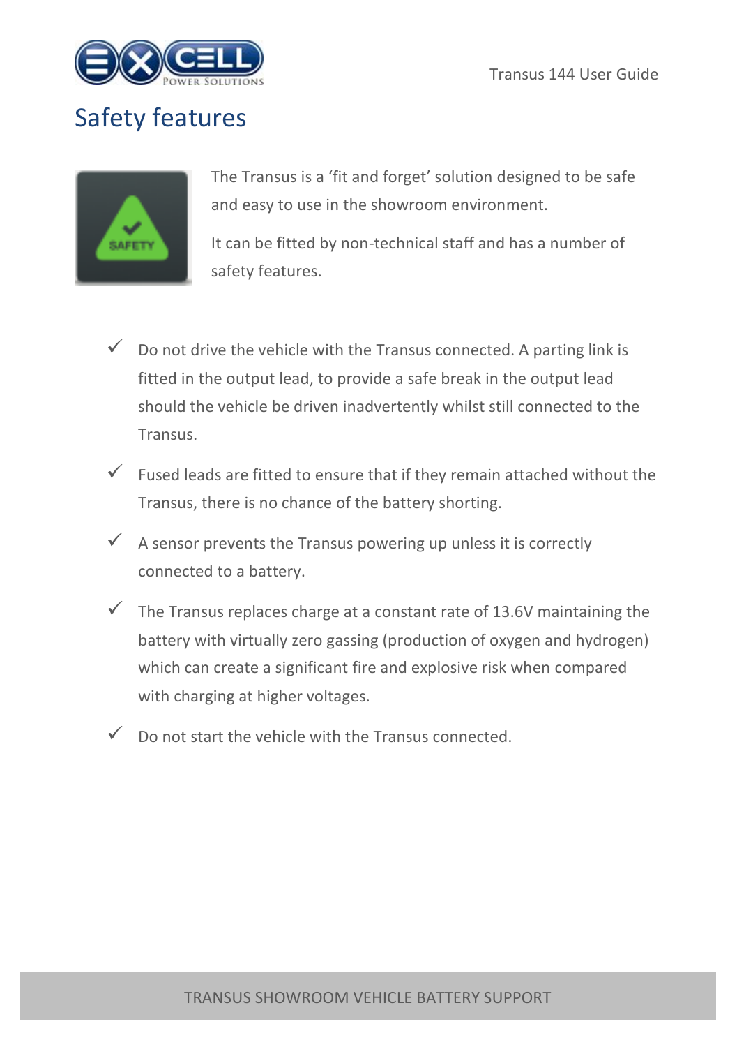# Safety features

The Transus is a 'fit and forget' solution designed to be safe and easy to use in the showroom environment.

It can be fitted by non-technical staff and has a number of safety features.

- ✓ Do not drive the vehicle with the Transus connected. A parting link is fitted in the output lead, to provide a safe break in the output lead should the vehicle be driven inadvertently whilst still connected to the Transus.
- ✓ Fused leads are fitted to ensure that if they remain attached without the Transus, there is no chance of the battery shorting.
- ✓ A sensor prevents the Transus powering up unless it is correctly connected to a battery.
- ✓ The Transus replaces charge at a constant rate of 13.6V maintaining the battery with virtually zero gassing (production of oxygen and hydrogen) which can create a significant fire and explosive risk when compared with charging at higher voltages.
- ✓ Do not start the vehicle with the Transus connected.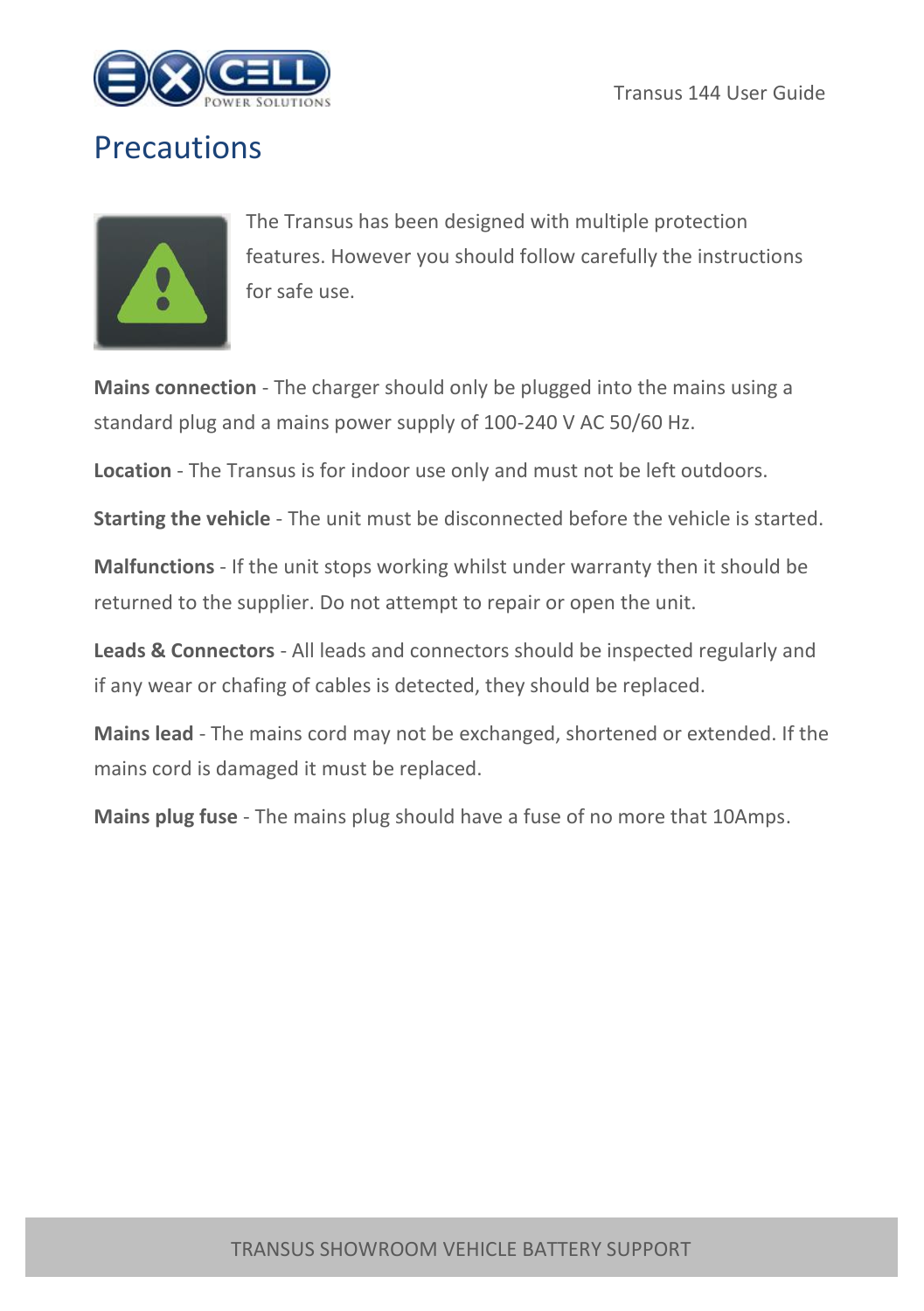# Precautions

The Transus has been designed with multiple protection features. However you should follow carefully the instructions for safe use.

**Mains connection** - The charger should only be plugged into the mains using a standard plug and a mains power supply of 100-240 V AC 50/60 Hz.

**Location** - The Transus is for indoor use only and must not be left outdoors.

**Starting the vehicle** - The unit must be disconnected before the vehicle is started.

**Malfunctions** - If the unit stops working whilst under warranty then it should be returned to the supplier. Do not attempt to repair or open the unit.

**Leads & Connectors** - All leads and connectors should be inspected regularly and if any wear or chafing of cables is detected, they should be replaced.

**Mains lead** - The mains cord may not be exchanged, shortened or extended. If the mains cord is damaged it must be replaced.

**Mains plug fuse** - The mains plug should have a fuse of no more that 10Amps.